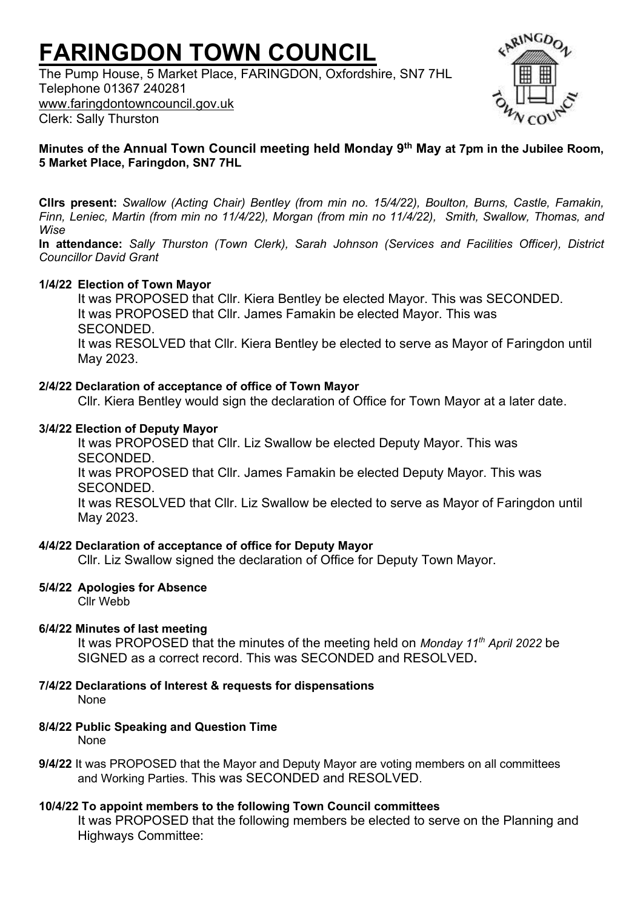# FARINGDON TOWN COUNCIL

The Pump House, 5 Market Place, FARINGDON, Oxfordshire, SN7 7HL
Telephone 01367 240281
www.faringdontowncouncil.gov.uk
Clerk: Sally Thurston

**Minutes of the Annual Town Council meeting held Monday 9th May at 7pm in the Jubilee Room, 5 Market Place, Faringdon, SN7 7HL**

**Cllrs present:** *Swallow (Acting Chair) Bentley (from min no. 15/4/22), Boulton, Burns, Castle, Famakin, Finn, Leniec, Martin (from min no 11/4/22), Morgan (from min no 11/4/22), Smith, Swallow, Thomas, and Wise*

**In attendance:** *Sally Thurston (Town Clerk), Sarah Johnson (Services and Facilities Officer), District Councillor David Grant*

**1/4/22 Election of Town Mayor**

It was PROPOSED that Cllr. Kiera Bentley be elected Mayor. This was SECONDED.
It was PROPOSED that Cllr. James Famakin be elected Mayor. This was SECONDED.
It was RESOLVED that Cllr. Kiera Bentley be elected to serve as Mayor of Faringdon until May 2023.

**2/4/22 Declaration of acceptance of office of Town Mayor**

Cllr. Kiera Bentley would sign the declaration of Office for Town Mayor at a later date.

**3/4/22 Election of Deputy Mayor**

It was PROPOSED that Cllr. Liz Swallow be elected Deputy Mayor. This was SECONDED.
It was PROPOSED that Cllr. James Famakin be elected Deputy Mayor. This was SECONDED.
It was RESOLVED that Cllr. Liz Swallow be elected to serve as Mayor of Faringdon until May 2023.

**4/4/22 Declaration of acceptance of office for Deputy Mayor**

Cllr. Liz Swallow signed the declaration of Office for Deputy Town Mayor.

**5/4/22 Apologies for Absence**

Cllr Webb

**6/4/22 Minutes of last meeting**

It was PROPOSED that the minutes of the meeting held on *Monday 11th April 2022* be SIGNED as a correct record. This was SECONDED and RESOLVED.

**7/4/22 Declarations of Interest & requests for dispensations**

None

**8/4/22 Public Speaking and Question Time**

None

**9/4/22** It was PROPOSED that the Mayor and Deputy Mayor are voting members on all committees and Working Parties. This was SECONDED and RESOLVED.

**10/4/22 To appoint members to the following Town Council committees**

It was PROPOSED that the following members be elected to serve on the Planning and Highways Committee: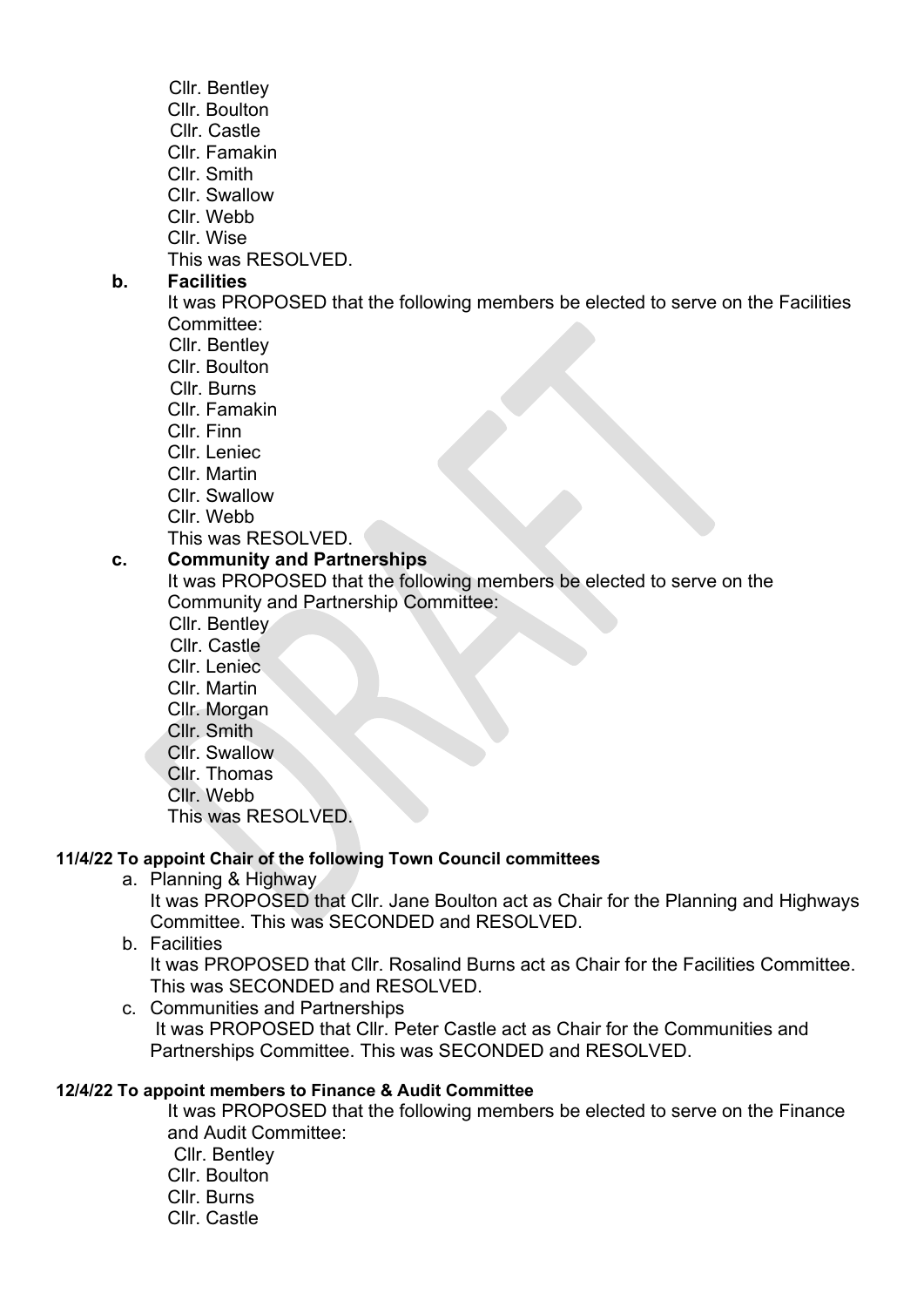Cllr. Bentley
Cllr. Boulton
Cllr. Castle
Cllr. Famakin
Cllr. Smith
Cllr. Swallow
Cllr. Webb
Cllr. Wise
This was RESOLVED.

**b. Facilities**

It was PROPOSED that the following members be elected to serve on the Facilities Committee:
Cllr. Bentley
Cllr. Boulton
Cllr. Burns
Cllr. Famakin
Cllr. Finn
Cllr. Leniec
Cllr. Martin
Cllr. Swallow
Cllr. Webb
This was RESOLVED.

**c. Community and Partnerships**

It was PROPOSED that the following members be elected to serve on the Community and Partnership Committee:
Cllr. Bentley
Cllr. Castle
Cllr. Leniec
Cllr. Martin
Cllr. Morgan
Cllr. Smith
Cllr. Swallow
Cllr. Thomas
Cllr. Webb
This was RESOLVED.

**11/4/22 To appoint Chair of the following Town Council committees**

a. Planning & Highway
It was PROPOSED that Cllr. Jane Boulton act as Chair for the Planning and Highways Committee. This was SECONDED and RESOLVED.

b. Facilities
It was PROPOSED that Cllr. Rosalind Burns act as Chair for the Facilities Committee. This was SECONDED and RESOLVED.

c. Communities and Partnerships
It was PROPOSED that Cllr. Peter Castle act as Chair for the Communities and Partnerships Committee. This was SECONDED and RESOLVED.

**12/4/22 To appoint members to Finance & Audit Committee**

It was PROPOSED that the following members be elected to serve on the Finance and Audit Committee:
Cllr. Bentley
Cllr. Boulton
Cllr. Burns
Cllr. Castle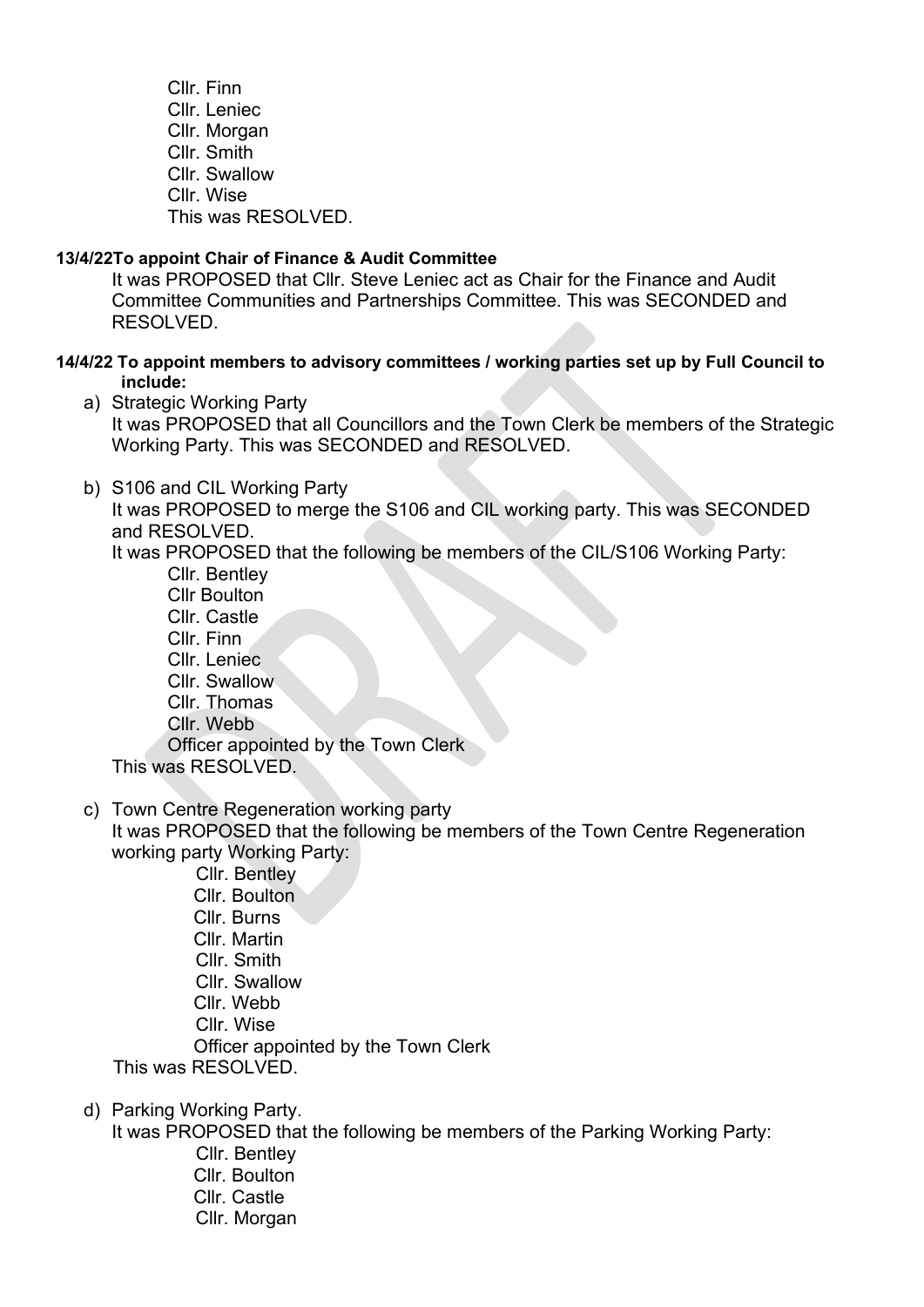Cllr. Finn
Cllr. Leniec
Cllr. Morgan
Cllr. Smith
Cllr. Swallow
Cllr. Wise
This was RESOLVED.

**13/4/22To appoint Chair of Finance & Audit Committee**

It was PROPOSED that Cllr. Steve Leniec act as Chair for the Finance and Audit Committee Communities and Partnerships Committee. This was SECONDED and RESOLVED.

**14/4/22 To appoint members to advisory committees / working parties set up by Full Council to include:**

a) Strategic Working Party
It was PROPOSED that all Councillors and the Town Clerk be members of the Strategic Working Party. This was SECONDED and RESOLVED.

b) S106 and CIL Working Party
It was PROPOSED to merge the S106 and CIL working party. This was SECONDED and RESOLVED.
It was PROPOSED that the following be members of the CIL/S106 Working Party:
Cllr. Bentley
Cllr Boulton
Cllr. Castle
Cllr. Finn
Cllr. Leniec
Cllr. Swallow
Cllr. Thomas
Cllr. Webb
Officer appointed by the Town Clerk
This was RESOLVED.

c) Town Centre Regeneration working party
It was PROPOSED that the following be members of the Town Centre Regeneration working party Working Party:
Cllr. Bentley
Cllr. Boulton
Cllr. Burns
Cllr. Martin
Cllr. Smith
Cllr. Swallow
Cllr. Webb
Cllr. Wise
Officer appointed by the Town Clerk
This was RESOLVED.

d) Parking Working Party.
It was PROPOSED that the following be members of the Parking Working Party:
Cllr. Bentley
Cllr. Boulton
Cllr. Castle
Cllr. Morgan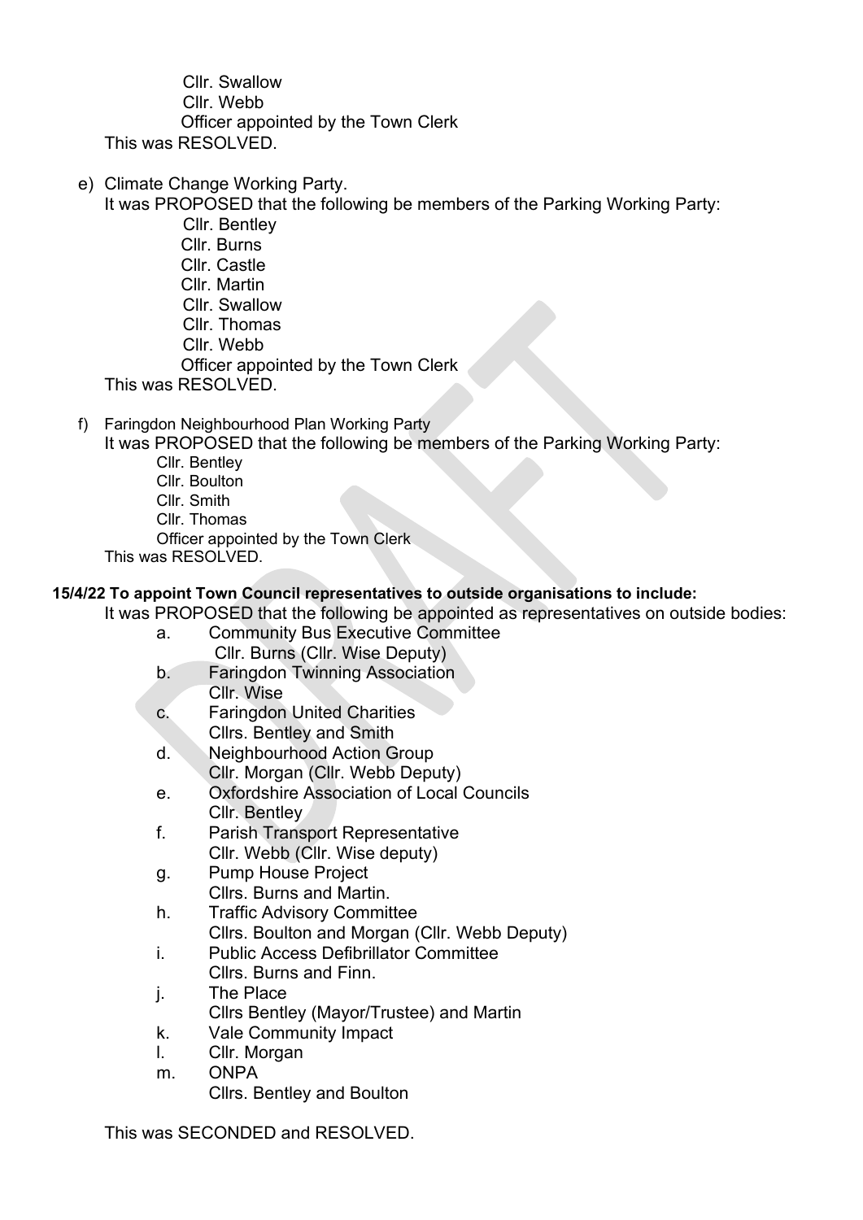Cllr. Swallow
Cllr. Webb
Officer appointed by the Town Clerk

This was RESOLVED.

e) Climate Change Working Party.

It was PROPOSED that the following be members of the Parking Working Party:

Cllr. Bentley
Cllr. Burns
Cllr. Castle
Cllr. Martin
Cllr. Swallow
Cllr. Thomas
Cllr. Webb
Officer appointed by the Town Clerk

This was RESOLVED.

f) Faringdon Neighbourhood Plan Working Party

It was PROPOSED that the following be members of the Parking Working Party:

Cllr. Bentley
Cllr. Boulton
Cllr. Smith
Cllr. Thomas
Officer appointed by the Town Clerk

This was RESOLVED.

**15/4/22 To appoint Town Council representatives to outside organisations to include:**

It was PROPOSED that the following be appointed as representatives on outside bodies:

a. Community Bus Executive Committee
   Cllr. Burns (Cllr. Wise Deputy)
b. Faringdon Twinning Association
   Cllr. Wise
c. Faringdon United Charities
   Cllrs. Bentley and Smith
d. Neighbourhood Action Group
   Cllr. Morgan (Cllr. Webb Deputy)
e. Oxfordshire Association of Local Councils
   Cllr. Bentley
f. Parish Transport Representative
   Cllr. Webb (Cllr. Wise deputy)
g. Pump House Project
   Cllrs. Burns and Martin.
h. Traffic Advisory Committee
   Cllrs. Boulton and Morgan (Cllr. Webb Deputy)
i. Public Access Defibrillator Committee
   Cllrs. Burns and Finn.
j. The Place
   Cllrs Bentley (Mayor/Trustee) and Martin
k. Vale Community Impact
l. Cllr. Morgan
m. ONPA
   Cllrs. Bentley and Boulton

This was SECONDED and RESOLVED.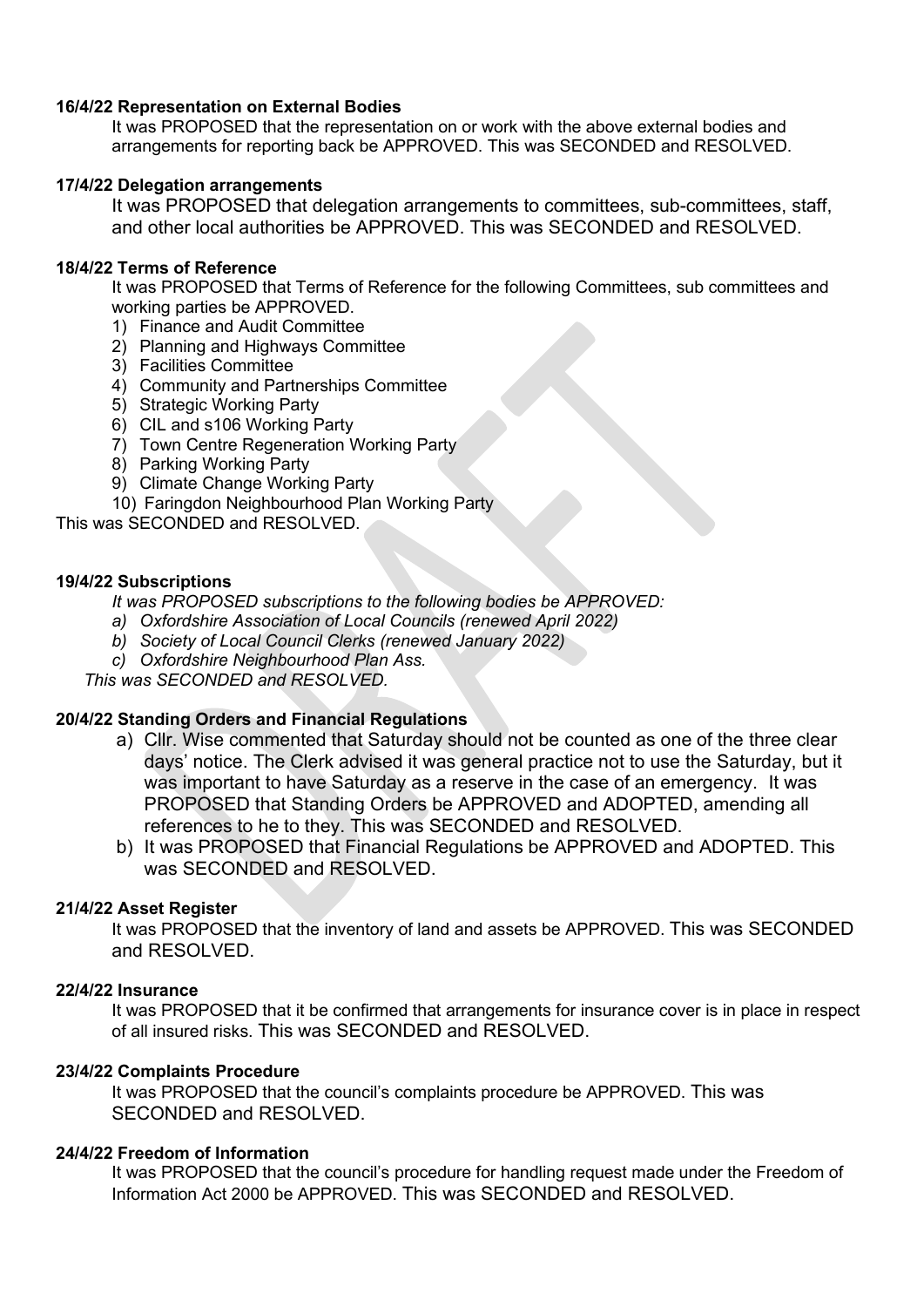**16/4/22 Representation on External Bodies**

It was PROPOSED that the representation on or work with the above external bodies and arrangements for reporting back be APPROVED. This was SECONDED and RESOLVED.

**17/4/22 Delegation arrangements**

It was PROPOSED that delegation arrangements to committees, sub-committees, staff, and other local authorities be APPROVED. This was SECONDED and RESOLVED.

**18/4/22 Terms of Reference**

It was PROPOSED that Terms of Reference for the following Committees, sub committees and working parties be APPROVED.

1) Finance and Audit Committee
2) Planning and Highways Committee
3) Facilities Committee
4) Community and Partnerships Committee
5) Strategic Working Party
6) CIL and s106 Working Party
7) Town Centre Regeneration Working Party
8) Parking Working Party
9) Climate Change Working Party
10) Faringdon Neighbourhood Plan Working Party

This was SECONDED and RESOLVED.

**19/4/22 Subscriptions**

*It was PROPOSED subscriptions to the following bodies be APPROVED:*

*a) Oxfordshire Association of Local Councils (renewed April 2022)*
*b) Society of Local Council Clerks (renewed January 2022)*
*c) Oxfordshire Neighbourhood Plan Ass.*

*This was SECONDED and RESOLVED.*

**20/4/22 Standing Orders and Financial Regulations**

a) Cllr. Wise commented that Saturday should not be counted as one of the three clear days' notice. The Clerk advised it was general practice not to use the Saturday, but it was important to have Saturday as a reserve in the case of an emergency. It was PROPOSED that Standing Orders be APPROVED and ADOPTED, amending all references to he to they. This was SECONDED and RESOLVED.

b) It was PROPOSED that Financial Regulations be APPROVED and ADOPTED. This was SECONDED and RESOLVED.

**21/4/22 Asset Register**

It was PROPOSED that the inventory of land and assets be APPROVED. This was SECONDED and RESOLVED.

**22/4/22 Insurance**

It was PROPOSED that it be confirmed that arrangements for insurance cover is in place in respect of all insured risks. This was SECONDED and RESOLVED.

**23/4/22 Complaints Procedure**

It was PROPOSED that the council's complaints procedure be APPROVED. This was SECONDED and RESOLVED.

**24/4/22 Freedom of Information**

It was PROPOSED that the council's procedure for handling request made under the Freedom of Information Act 2000 be APPROVED. This was SECONDED and RESOLVED.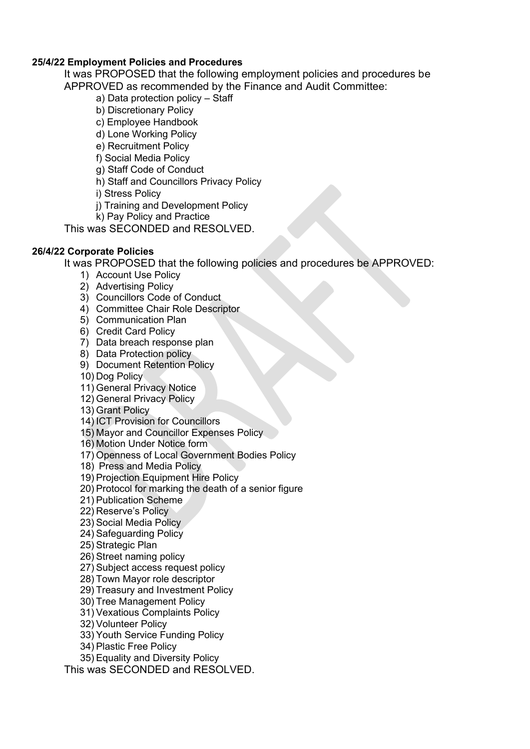**25/4/22 Employment Policies and Procedures**

It was PROPOSED that the following employment policies and procedures be APPROVED as recommended by the Finance and Audit Committee:

a) Data protection policy – Staff
b) Discretionary Policy
c) Employee Handbook
d) Lone Working Policy
e) Recruitment Policy
f) Social Media Policy
g) Staff Code of Conduct
h) Staff and Councillors Privacy Policy
i) Stress Policy
j) Training and Development Policy
k) Pay Policy and Practice

This was SECONDED and RESOLVED.

**26/4/22 Corporate Policies**

It was PROPOSED that the following policies and procedures be APPROVED:

1) Account Use Policy
2) Advertising Policy
3) Councillors Code of Conduct
4) Committee Chair Role Descriptor
5) Communication Plan
6) Credit Card Policy
7) Data breach response plan
8) Data Protection policy
9) Document Retention Policy
10) Dog Policy
11) General Privacy Notice
12) General Privacy Policy
13) Grant Policy
14) ICT Provision for Councillors
15) Mayor and Councillor Expenses Policy
16) Motion Under Notice form
17) Openness of Local Government Bodies Policy
18) Press and Media Policy
19) Projection Equipment Hire Policy
20) Protocol for marking the death of a senior figure
21) Publication Scheme
22) Reserve's Policy
23) Social Media Policy
24) Safeguarding Policy
25) Strategic Plan
26) Street naming policy
27) Subject access request policy
28) Town Mayor role descriptor
29) Treasury and Investment Policy
30) Tree Management Policy
31) Vexatious Complaints Policy
32) Volunteer Policy
33) Youth Service Funding Policy
34) Plastic Free Policy
35) Equality and Diversity Policy

This was SECONDED and RESOLVED.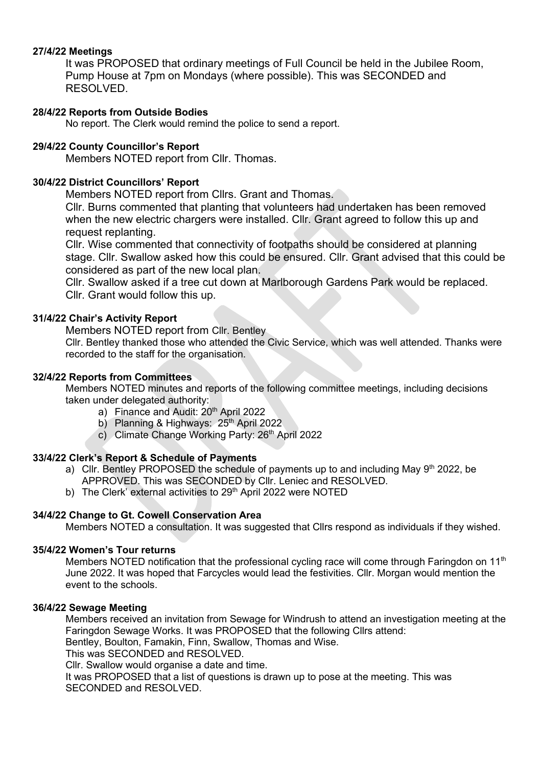**27/4/22 Meetings**

It was PROPOSED that ordinary meetings of Full Council be held in the Jubilee Room, Pump House at 7pm on Mondays (where possible). This was SECONDED and RESOLVED.

**28/4/22 Reports from Outside Bodies**

No report. The Clerk would remind the police to send a report.

**29/4/22 County Councillor's Report**

Members NOTED report from Cllr. Thomas.

**30/4/22 District Councillors' Report**

Members NOTED report from Cllrs. Grant and Thomas.

Cllr. Burns commented that planting that volunteers had undertaken has been removed when the new electric chargers were installed. Cllr. Grant agreed to follow this up and request replanting.

Cllr. Wise commented that connectivity of footpaths should be considered at planning stage. Cllr. Swallow asked how this could be ensured. Cllr. Grant advised that this could be considered as part of the new local plan.

Cllr. Swallow asked if a tree cut down at Marlborough Gardens Park would be replaced. Cllr. Grant would follow this up.

**31/4/22 Chair's Activity Report**

Members NOTED report from Cllr. Bentley

Cllr. Bentley thanked those who attended the Civic Service, which was well attended. Thanks were recorded to the staff for the organisation.

**32/4/22 Reports from Committees**

Members NOTED minutes and reports of the following committee meetings, including decisions taken under delegated authority:

a) Finance and Audit: 20th April 2022
b) Planning & Highways: 25th April 2022
c) Climate Change Working Party: 26th April 2022

**33/4/22 Clerk's Report & Schedule of Payments**

a) Cllr. Bentley PROPOSED the schedule of payments up to and including May 9th 2022, be APPROVED. This was SECONDED by Cllr. Leniec and RESOLVED.
b) The Clerk' external activities to 29th April 2022 were NOTED

**34/4/22 Change to Gt. Cowell Conservation Area**

Members NOTED a consultation. It was suggested that Cllrs respond as individuals if they wished.

**35/4/22 Women's Tour returns**

Members NOTED notification that the professional cycling race will come through Faringdon on 11th June 2022. It was hoped that Farcycles would lead the festivities. Cllr. Morgan would mention the event to the schools.

**36/4/22 Sewage Meeting**

Members received an invitation from Sewage for Windrush to attend an investigation meeting at the Faringdon Sewage Works. It was PROPOSED that the following Cllrs attend:

Bentley, Boulton, Famakin, Finn, Swallow, Thomas and Wise.

This was SECONDED and RESOLVED.

Cllr. Swallow would organise a date and time.

It was PROPOSED that a list of questions is drawn up to pose at the meeting. This was SECONDED and RESOLVED.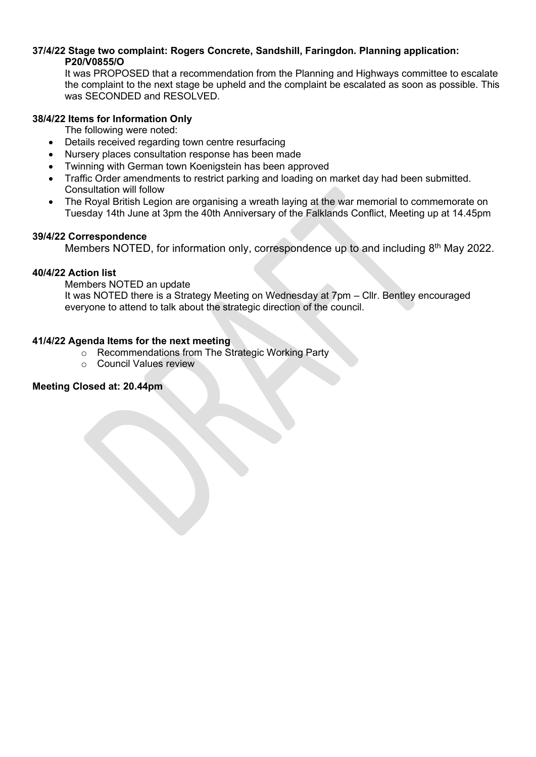**37/4/22 Stage two complaint: Rogers Concrete, Sandshill, Faringdon. Planning application: P20/V0855/O**

It was PROPOSED that a recommendation from the Planning and Highways committee to escalate the complaint to the next stage be upheld and the complaint be escalated as soon as possible. This was SECONDED and RESOLVED.

**38/4/22 Items for Information Only**

The following were noted:

- Details received regarding town centre resurfacing
- Nursery places consultation response has been made
- Twinning with German town Koenigstein has been approved
- Traffic Order amendments to restrict parking and loading on market day had been submitted. Consultation will follow
- The Royal British Legion are organising a wreath laying at the war memorial to commemorate on Tuesday 14th June at 3pm the 40th Anniversary of the Falklands Conflict, Meeting up at 14.45pm

**39/4/22 Correspondence**

Members NOTED, for information only, correspondence up to and including 8th May 2022.

**40/4/22 Action list**

Members NOTED an update

It was NOTED there is a Strategy Meeting on Wednesday at 7pm – Cllr. Bentley encouraged everyone to attend to talk about the strategic direction of the council.

**41/4/22 Agenda Items for the next meeting**

- Recommendations from The Strategic Working Party
- Council Values review

**Meeting Closed at: 20.44pm**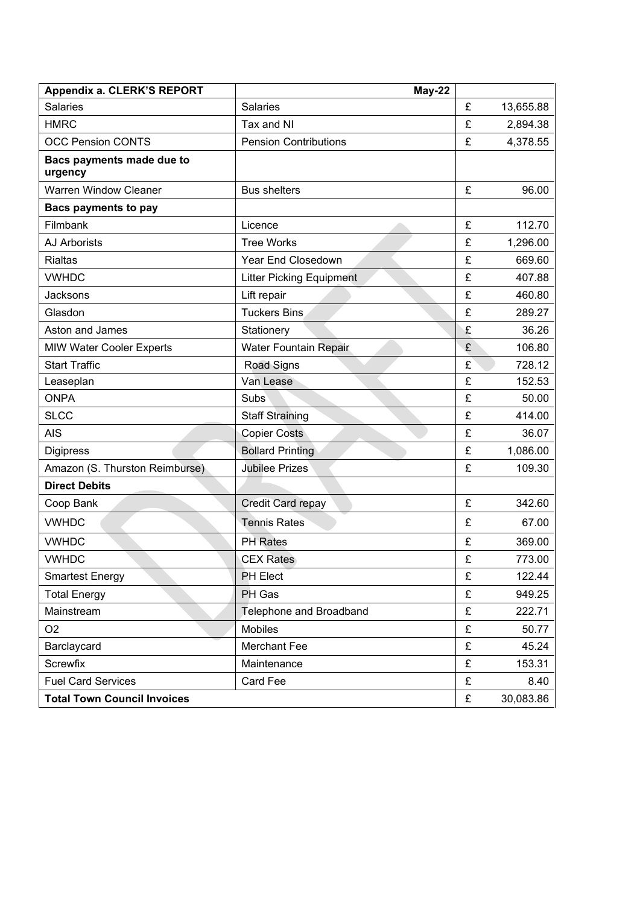| Appendix a. CLERK'S REPORT | May-22 | | |
|---|---|---|---|
| Salaries | Salaries | £ | 13,655.88 |
| HMRC | Tax and NI | £ | 2,894.38 |
| OCC Pension CONTS | Pension Contributions | £ | 4,378.55 |
| **Bacs payments made due to urgency** | | | |
| Warren Window Cleaner | Bus shelters | £ | 96.00 |
| **Bacs payments to pay** | | | |
| Filmbank | Licence | £ | 112.70 |
| AJ Arborists | Tree Works | £ | 1,296.00 |
| Rialtas | Year End Closedown | £ | 669.60 |
| VWHDC | Litter Picking Equipment | £ | 407.88 |
| Jacksons | Lift repair | £ | 460.80 |
| Glasdon | Tuckers Bins | £ | 289.27 |
| Aston and James | Stationery | £ | 36.26 |
| MIW Water Cooler Experts | Water Fountain Repair | £ | 106.80 |
| Start Traffic | Road Signs | £ | 728.12 |
| Leaseplan | Van Lease | £ | 152.53 |
| ONPA | Subs | £ | 50.00 |
| SLCC | Staff Straining | £ | 414.00 |
| AIS | Copier Costs | £ | 36.07 |
| Digipress | Bollard Printing | £ | 1,086.00 |
| Amazon (S. Thurston Reimburse) | Jubilee Prizes | £ | 109.30 |
| **Direct Debits** | | | |
| Coop Bank | Credit Card repay | £ | 342.60 |
| VWHDC | Tennis Rates | £ | 67.00 |
| VWHDC | PH Rates | £ | 369.00 |
| VWHDC | CEX Rates | £ | 773.00 |
| Smartest Energy | PH Elect | £ | 122.44 |
| Total Energy | PH Gas | £ | 949.25 |
| Mainstream | Telephone and Broadband | £ | 222.71 |
| O2 | Mobiles | £ | 50.77 |
| Barclaycard | Merchant Fee | £ | 45.24 |
| Screwfix | Maintenance | £ | 153.31 |
| Fuel Card Services | Card Fee | £ | 8.40 |
| **Total Town Council Invoices** | | £ | 30,083.86 |